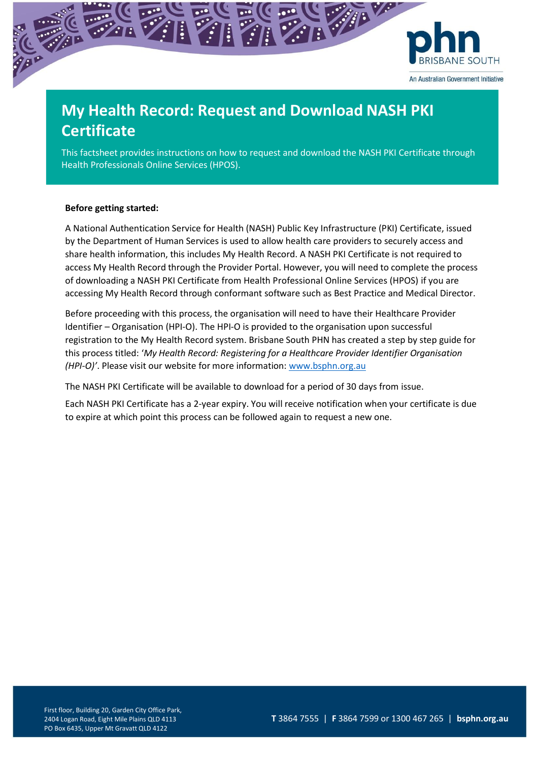# My Health Record: Request and Download NASH PKI Certificate

This factsheet provides instructions on how to request and download the NASH PKI Certificate through Health Professionals Online Services (HPOS).

**Before getting started:**

A National Authentication Service for Health (NASH) Public Key Infrastructure (PKI) Certificate, issued by the Department of Human Services is used to allow health care providers to securely access and share health information, this includes My Health Record. A NASH PKI Certificate is not required to access My Health Record through the Provider Portal. However, you will need to complete the process of downloading a NASH PKI Certificate from Health Professional Online Services (HPOS) if you are accessing My Health Record through conformant software such as Best Practice and Medical Director.

Before proceeding with this process, the organisation will need to have their Healthcare Provider Identifier – Organisation (HPI-O). The HPI-O is provided to the organisation upon successful registration to the My Health Record system. Brisbane South PHN has created a step by step guide for this process titled: '*My Health Record: Registering for a Healthcare Provider Identifier Organisation (HPI-O)'*. Please visit our website for more information: [www.bsphn.org.au](http://www.bsphn.org.au)

The NASH PKI Certificate will be available to download for a period of 30 days from issue.

Each NASH PKI Certificate has a 2-year expiry. You will receive notification when your certificate is due to expire at which point this process can be followed again to request a new one.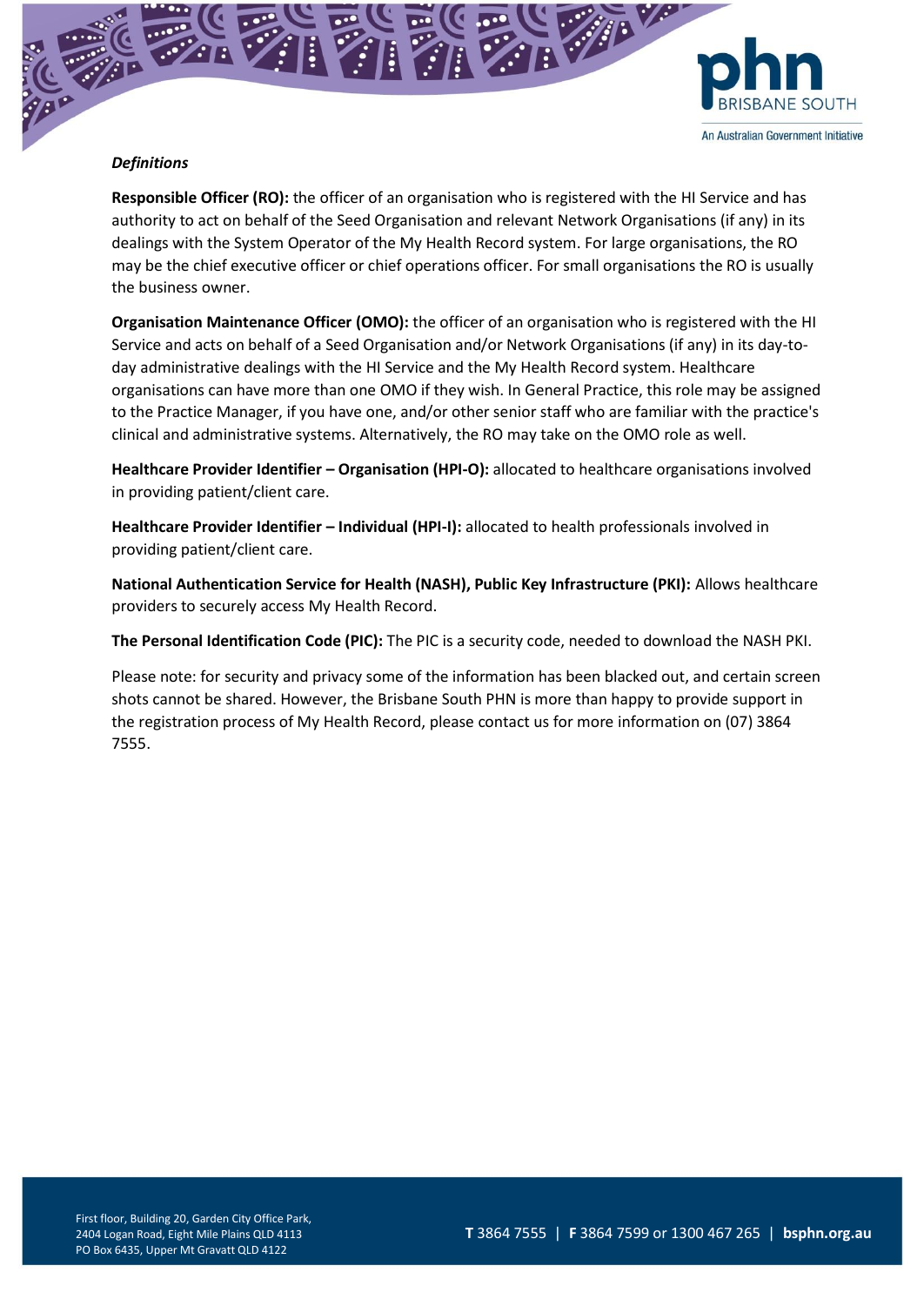### *Definitions*

**Responsible Officer (RO):** the officer of an organisation who is registered with the HI Service and has authority to act on behalf of the Seed Organisation and relevant Network Organisations (if any) in its dealings with the System Operator of the My Health Record system. For large organisations, the RO may be the chief executive officer or chief operations officer. For small organisations the RO is usually the business owner.

**Organisation Maintenance Officer (OMO):** the officer of an organisation who is registered with the HI Service and acts on behalf of a Seed Organisation and/or Network Organisations (if any) in its day-to-day administrative dealings with the HI Service and the My Health Record system. Healthcare organisations can have more than one OMO if they wish. In General Practice, this role may be assigned to the Practice Manager, if you have one, and/or other senior staff who are familiar with the practice's clinical and administrative systems. Alternatively, the RO may take on the OMO role as well.

**Healthcare Provider Identifier – Organisation (HPI-O):** allocated to healthcare organisations involved in providing patient/client care.

**Healthcare Provider Identifier – Individual (HPI-I):** allocated to health professionals involved in providing patient/client care.

**National Authentication Service for Health (NASH), Public Key Infrastructure (PKI):** Allows healthcare providers to securely access My Health Record.

**The Personal Identification Code (PIC):** The PIC is a security code, needed to download the NASH PKI.

Please note: for security and privacy some of the information has been blacked out, and certain screen shots cannot be shared. However, the Brisbane South PHN is more than happy to provide support in the registration process of My Health Record, please contact us for more information on (07) 3864 7555.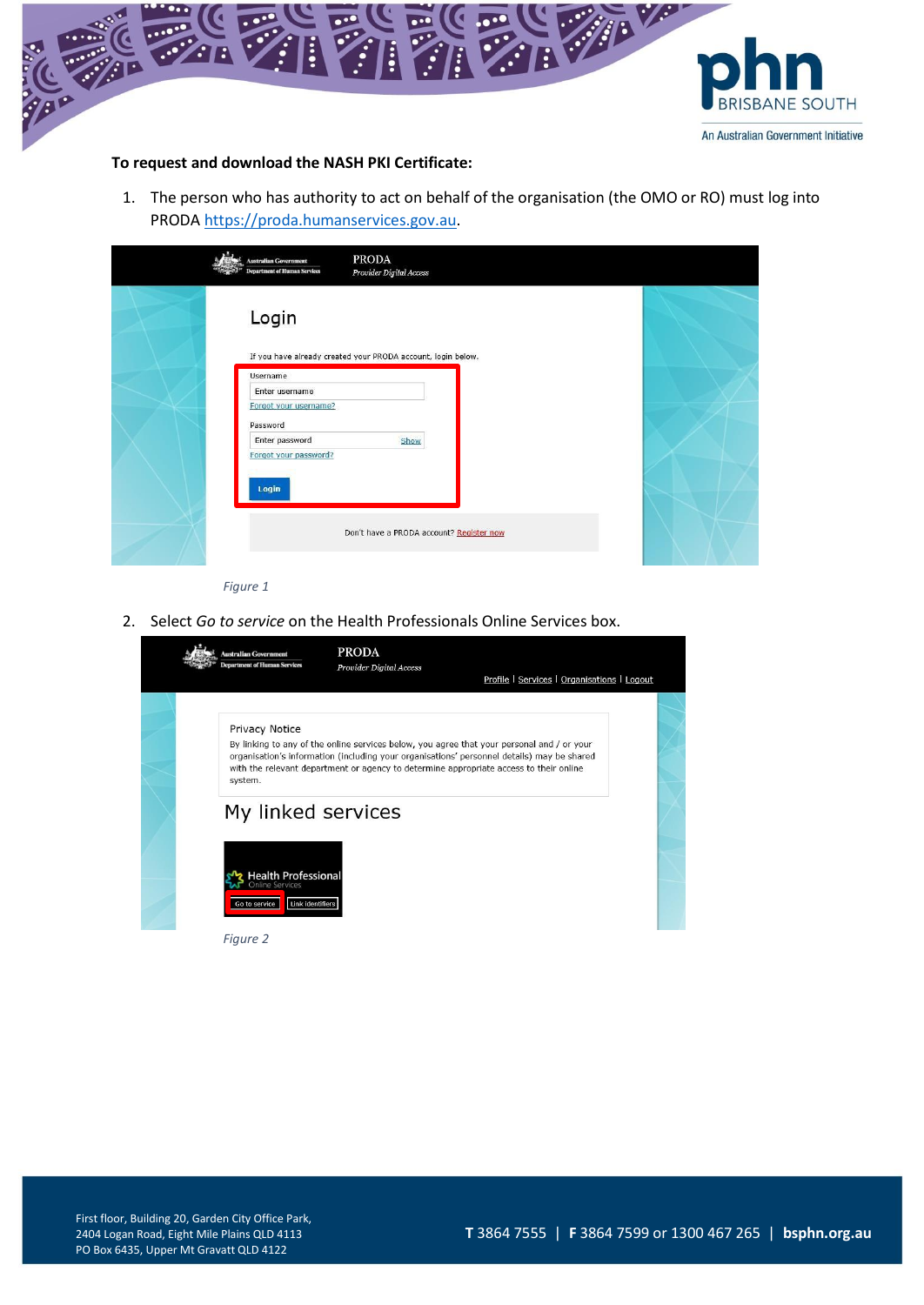**To request and download the NASH PKI Certificate:**

1. The person who has authority to act on behalf of the organisation (the OMO or RO) must log into PRODA https://proda.humanservices.gov.au.

*Figure 1*

2. Select *Go to service* on the Health Professionals Online Services box.

*Figure 2*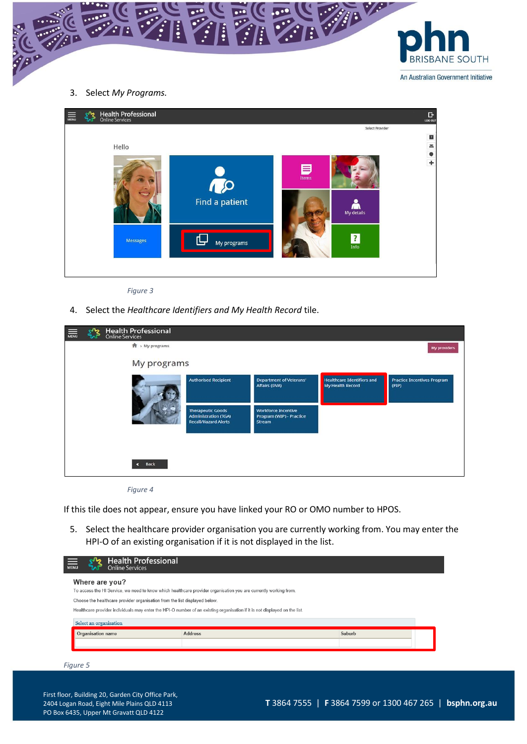3. Select *My Programs.*

*Figure 3*

4. Select the *Healthcare Identifiers and My Health Record* tile.

*Figure 4*

If this tile does not appear, ensure you have linked your RO or OMO number to HPOS.

5. Select the healthcare provider organisation you are currently working from. You may enter the HPI-O of an existing organisation if it is not displayed in the list.

*Figure 5*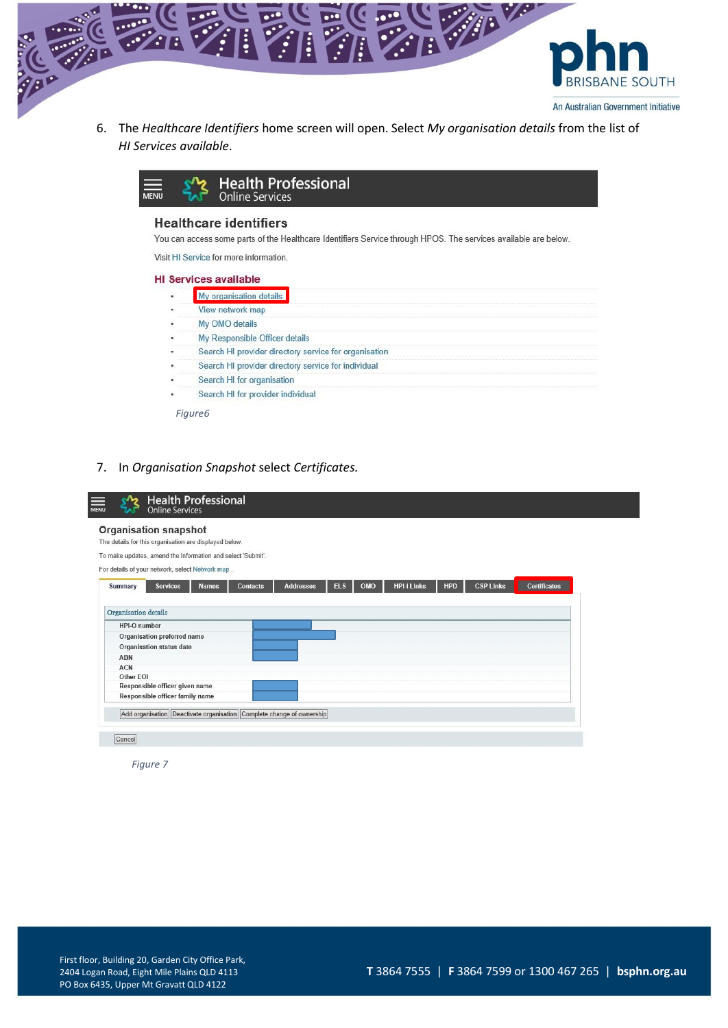6. The *Healthcare Identifiers* home screen will open. Select *My organisation details* from the list of *HI Services available*.

Health Professional Online Services

**Healthcare identifiers**

You can access some parts of the Healthcare Identifiers Service through HPOS. The services available are below.

Visit HI Service for more information.

**HI Services available**

- My organisation details
- View network map
- My OMO details
- My Responsible Officer details
- Search HI provider directory service for organisation
- Search HI provider directory service for individual
- Search HI for organisation
- Search HI for provider individual

*Figure6*

7. In *Organisation Snapshot* select *Certificates.*

Health Professional Online Services

**Organisation snapshot**

The details for this organisation are displayed below.

To make updates, amend the information and select 'Submit'.

For details of your network, select Network map .

Summary | Services | Names | Contacts | Addresses | ELS | OMO | HPI-I Links | HPD | CSP Links | Certificates

Organisation details

- HPI-O number
- Organisation preferred name
- Organisation status date
- ABN
- ACN
- Other EOI
- Responsible officer given name
- Responsible officer family name

Add organisation | Deactivate organisation | Complete change of ownership

Cancel

*Figure 7*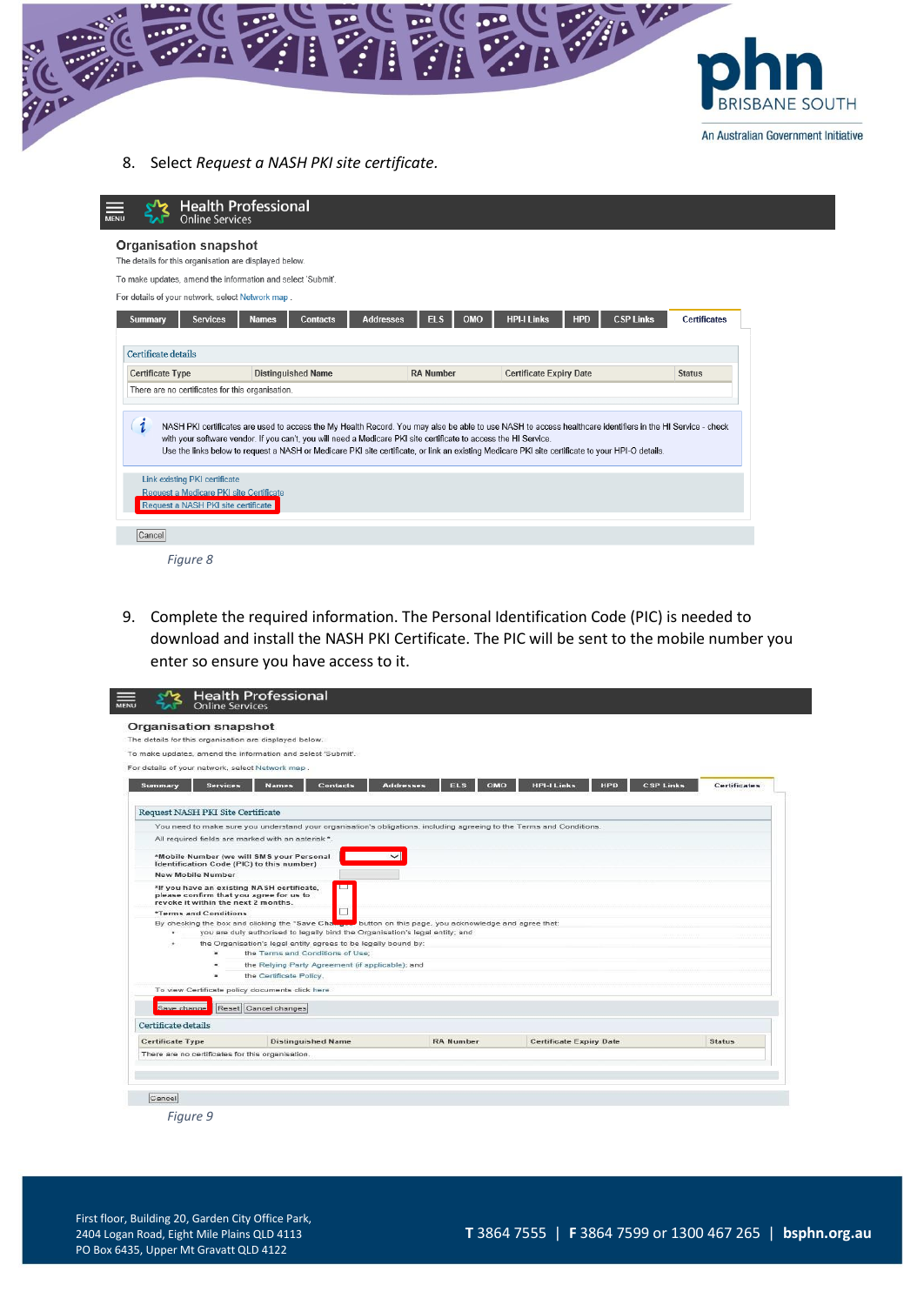8. Select *Request a NASH PKI site certificate.*

*Figure 8*

9. Complete the required information. The Personal Identification Code (PIC) is needed to download and install the NASH PKI Certificate. The PIC will be sent to the mobile number you enter so ensure you have access to it.

*Figure 9*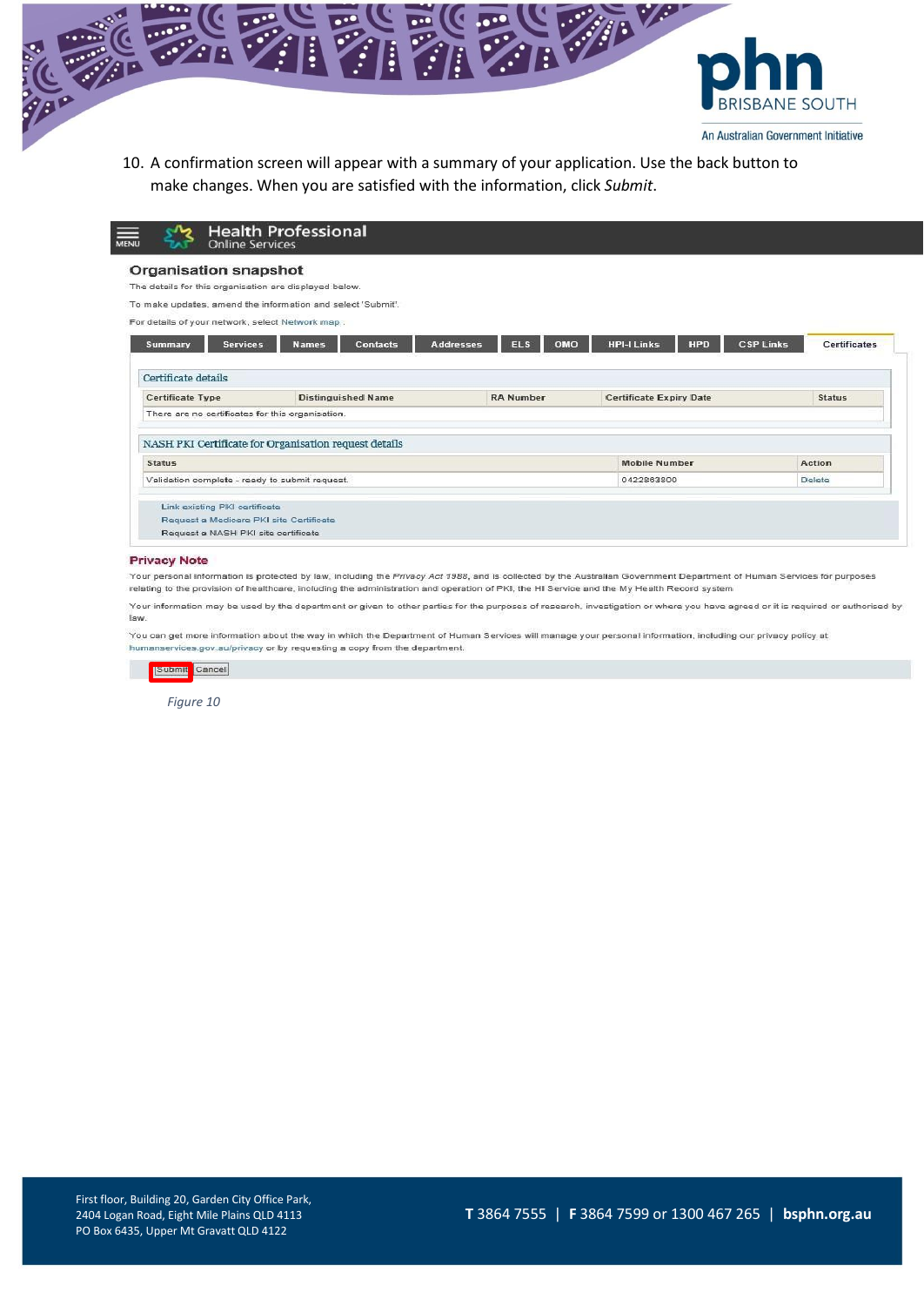10. A confirmation screen will appear with a summary of your application. Use the back button to make changes. When you are satisfied with the information, click *Submit*.

**Health Professional Online Services**

### Organisation snapshot

The details for this organisation are displayed below.

To make updates, amend the information and select 'Submit'.

For details of your network, select Network map .

Summary | Services | Names | Contacts | Addresses | ELS | OMO | HPI-I Links | HPD | CSP Links | Certificates

**Certificate details**

| Certificate Type | Distinguished Name | RA Number | Certificate Expiry Date | Status |
|---|---|---|---|---|
| There are no certificates for this organisation. | | | | |

**NASH PKI Certificate for Organisation request details**

| Status | Mobile Number | Action |
|---|---|---|
| Validation complete - ready to submit request. | 0422883800 | Delete |

Link existing PKI certificate
Request a Medicare PKI site Certificate
Request a NASH PKI site certificate

**Privacy Note**

Your personal information is protected by law, including the *Privacy Act 1988*, and is collected by the Australian Government Department of Human Services for purposes relating to the provision of healthcare, including the administration and operation of PKI, the HI Service and the My Health Record system.

Your information may be used by the department or given to other parties for the purposes of research, investigation or where you have agreed or it is required or authorised by law.

You can get more information about the way in which the Department of Human Services will manage your personal information, including our privacy policy at humanservices.gov.au/privacy or by requesting a copy from the department.

Submit | Cancel

*Figure 10*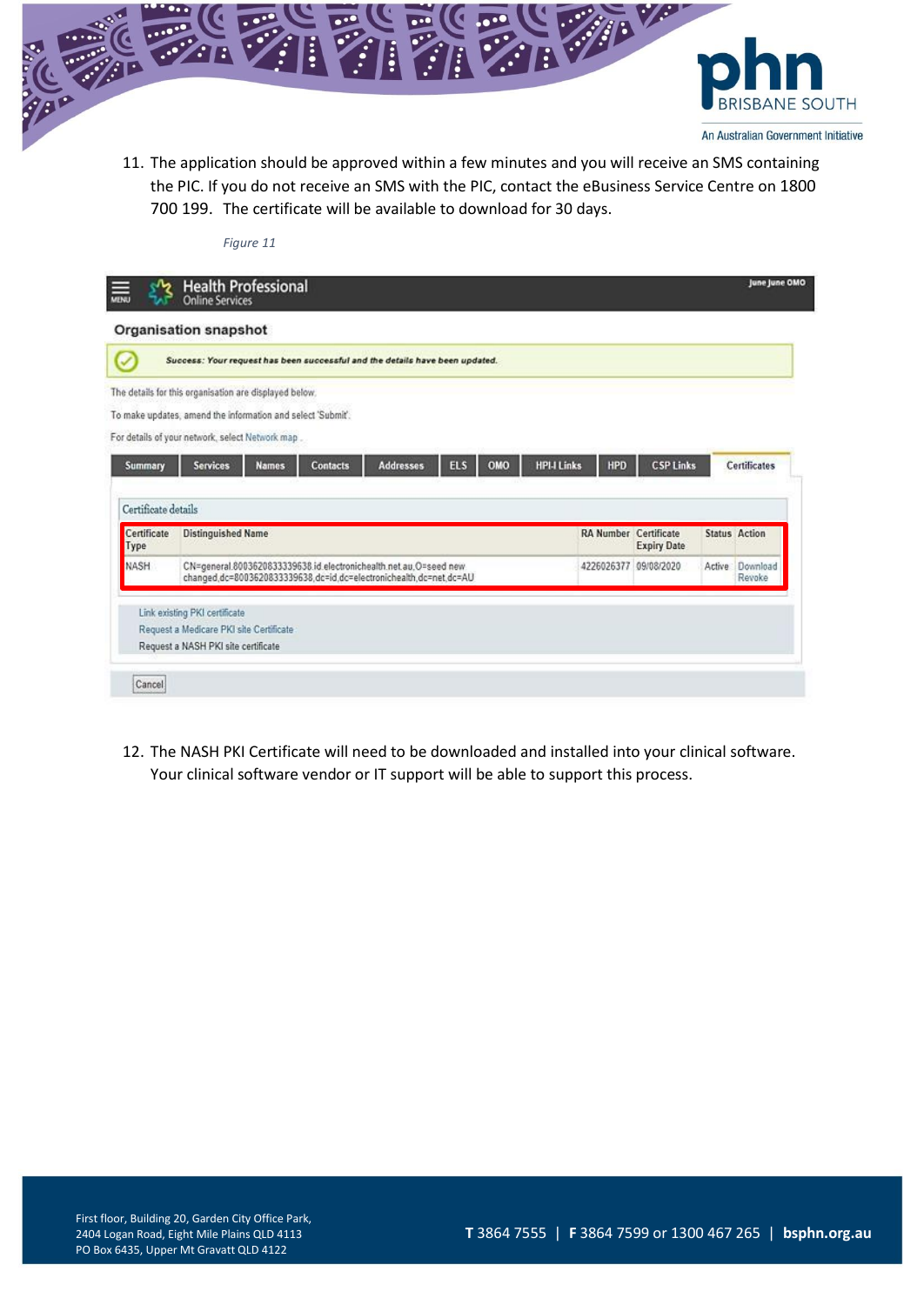11. The application should be approved within a few minutes and you will receive an SMS containing the PIC. If you do not receive an SMS with the PIC, contact the eBusiness Service Centre on 1800 700 199. The certificate will be available to download for 30 days.

*Figure 11*

12. The NASH PKI Certificate will need to be downloaded and installed into your clinical software. Your clinical software vendor or IT support will be able to support this process.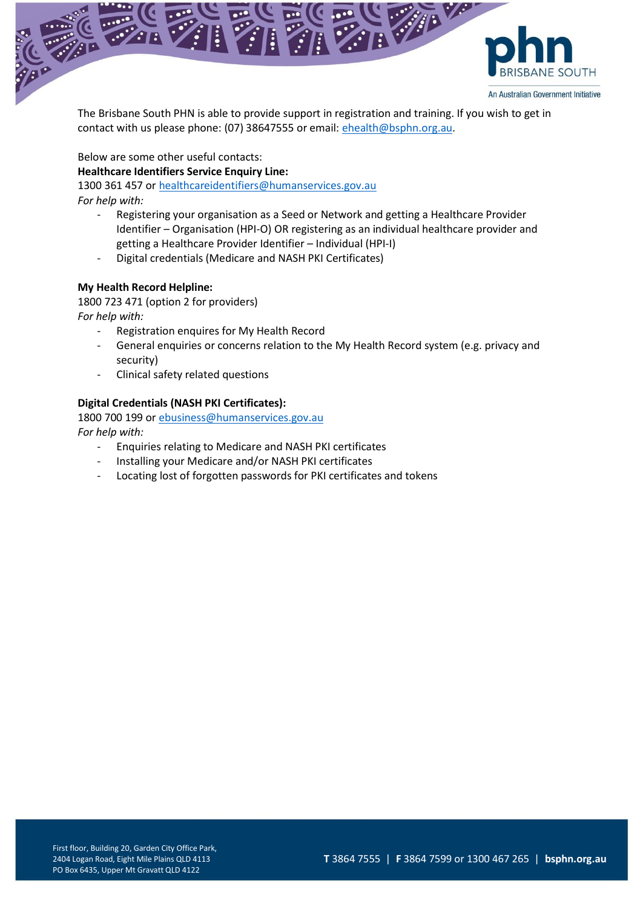The Brisbane South PHN is able to provide support in registration and training. If you wish to get in contact with us please phone: (07) 38647555 or email: ehealth@bsphn.org.au.

Below are some other useful contacts:

**Healthcare Identifiers Service Enquiry Line:**
1300 361 457 or healthcareidentifiers@humanservices.gov.au
*For help with:*

- Registering your organisation as a Seed or Network and getting a Healthcare Provider Identifier – Organisation (HPI-O) OR registering as an individual healthcare provider and getting a Healthcare Provider Identifier – Individual (HPI-I)
- Digital credentials (Medicare and NASH PKI Certificates)

**My Health Record Helpline:**
1800 723 471 (option 2 for providers)
*For help with:*

- Registration enquires for My Health Record
- General enquiries or concerns relation to the My Health Record system (e.g. privacy and security)
- Clinical safety related questions

**Digital Credentials (NASH PKI Certificates):**
1800 700 199 or ebusiness@humanservices.gov.au
*For help with:*

- Enquiries relating to Medicare and NASH PKI certificates
- Installing your Medicare and/or NASH PKI certificates
- Locating lost of forgotten passwords for PKI certificates and tokens